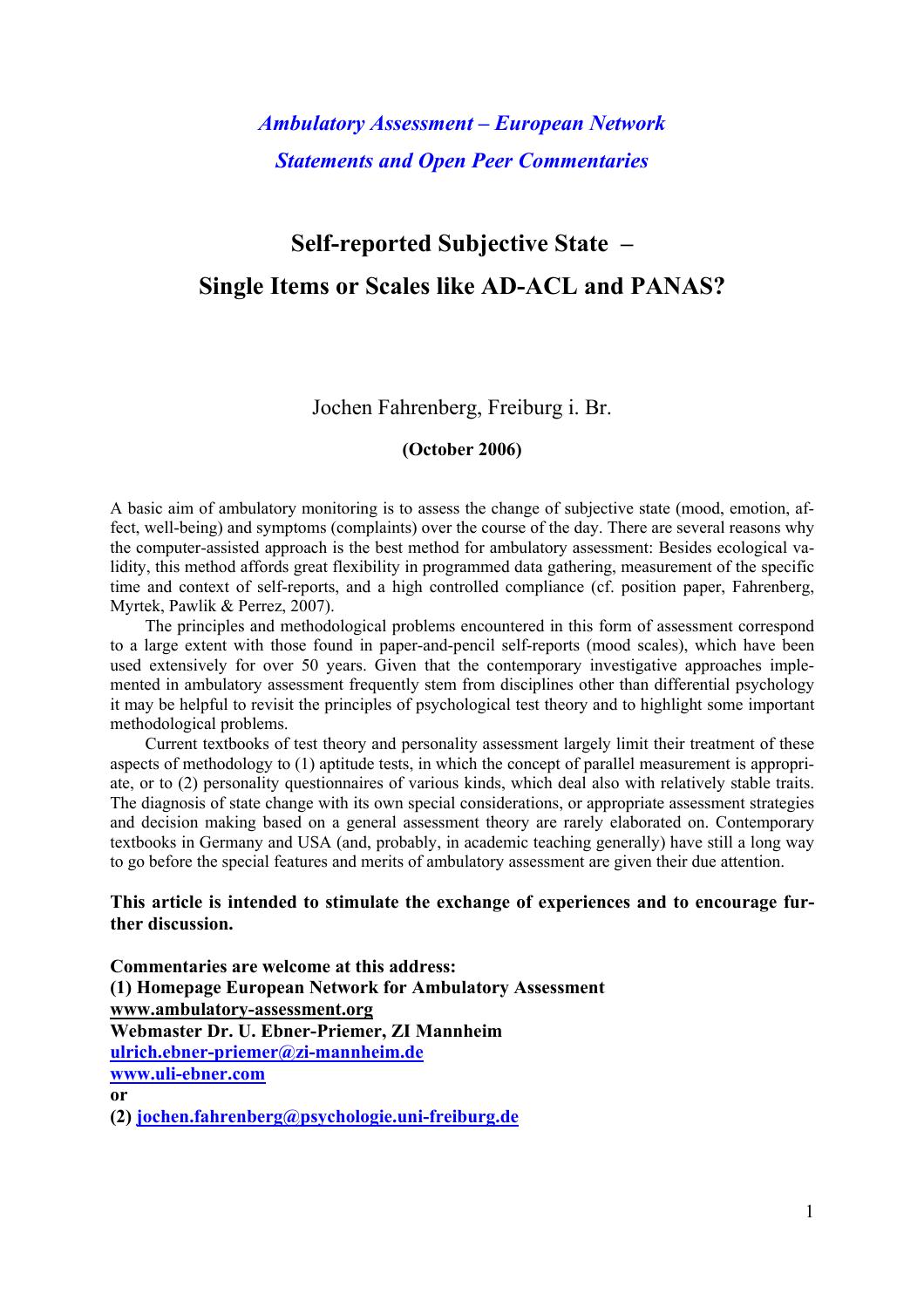*Ambulatory Assessment – European Network*

*Statements and Open Peer Commentaries*

# Self-reported Subjective State –
# Single Items or Scales like AD-ACL and PANAS?

Jochen Fahrenberg, Freiburg i. Br.

**(October 2006)**

A basic aim of ambulatory monitoring is to assess the change of subjective state (mood, emotion, affect, well-being) and symptoms (complaints) over the course of the day. There are several reasons why the computer-assisted approach is the best method for ambulatory assessment: Besides ecological validity, this method affords great flexibility in programmed data gathering, measurement of the specific time and context of self-reports, and a high controlled compliance (cf. position paper, Fahrenberg, Myrtek, Pawlik & Perrez, 2007).

The principles and methodological problems encountered in this form of assessment correspond to a large extent with those found in paper-and-pencil self-reports (mood scales), which have been used extensively for over 50 years. Given that the contemporary investigative approaches implemented in ambulatory assessment frequently stem from disciplines other than differential psychology it may be helpful to revisit the principles of psychological test theory and to highlight some important methodological problems.

Current textbooks of test theory and personality assessment largely limit their treatment of these aspects of methodology to (1) aptitude tests, in which the concept of parallel measurement is appropriate, or to (2) personality questionnaires of various kinds, which deal also with relatively stable traits. The diagnosis of state change with its own special considerations, or appropriate assessment strategies and decision making based on a general assessment theory are rarely elaborated on. Contemporary textbooks in Germany and USA (and, probably, in academic teaching generally) have still a long way to go before the special features and merits of ambulatory assessment are given their due attention.

**This article is intended to stimulate the exchange of experiences and to encourage further discussion.**

**Commentaries are welcome at this address:**
**(1) Homepage European Network for Ambulatory Assessment**
**www.ambulatory-assessment.org**
**Webmaster Dr. U. Ebner-Priemer, ZI Mannheim**
**ulrich.ebner-priemer@zi-mannheim.de**
**www.uli-ebner.com**
**or**
**(2) jochen.fahrenberg@psychologie.uni-freiburg.de**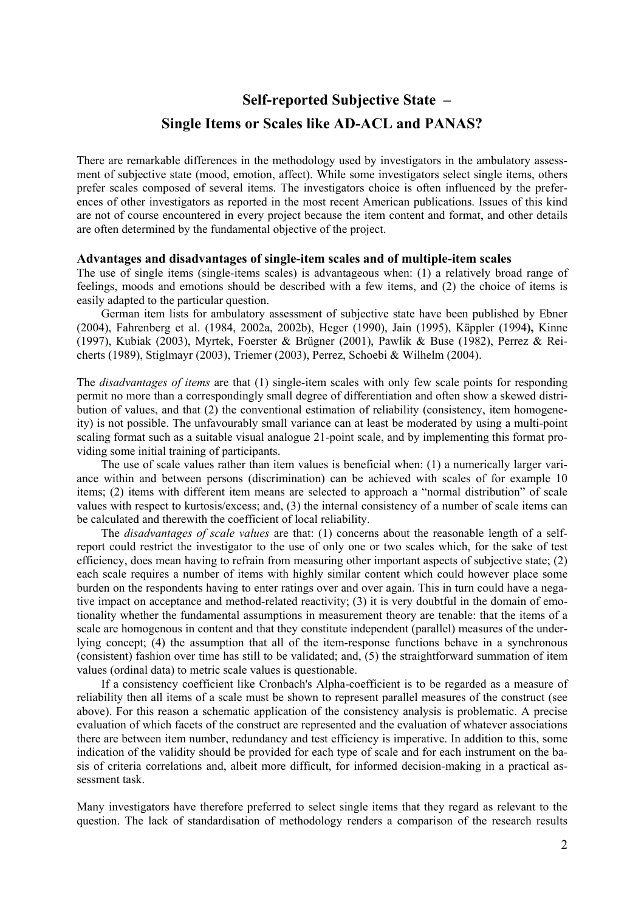# Self-reported Subjective State –
# Single Items or Scales like AD-ACL and PANAS?

There are remarkable differences in the methodology used by investigators in the ambulatory assessment of subjective state (mood, emotion, affect). While some investigators select single items, others prefer scales composed of several items. The investigators choice is often influenced by the preferences of other investigators as reported in the most recent American publications. Issues of this kind are not of course encountered in every project because the item content and format, and other details are often determined by the fundamental objective of the project.

### Advantages and disadvantages of single-item scales and of multiple-item scales

The use of single items (single-items scales) is advantageous when: (1) a relatively broad range of feelings, moods and emotions should be described with a few items, and (2) the choice of items is easily adapted to the particular question.

German item lists for ambulatory assessment of subjective state have been published by Ebner (2004), Fahrenberg et al. (1984, 2002a, 2002b), Heger (1990), Jain (1995), Käppler (1994**),** Kinne (1997), Kubiak (2003), Myrtek, Foerster & Brügner (2001), Pawlik & Buse (1982), Perrez & Reicherts (1989), Stiglmayr (2003), Triemer (2003), Perrez, Schoebi & Wilhelm (2004).

The *disadvantages of items* are that (1) single-item scales with only few scale points for responding permit no more than a correspondingly small degree of differentiation and often show a skewed distribution of values, and that (2) the conventional estimation of reliability (consistency, item homogeneity) is not possible. The unfavourably small variance can at least be moderated by using a multi-point scaling format such as a suitable visual analogue 21-point scale, and by implementing this format providing some initial training of participants.

The use of scale values rather than item values is beneficial when: (1) a numerically larger variance within and between persons (discrimination) can be achieved with scales of for example 10 items; (2) items with different item means are selected to approach a "normal distribution" of scale values with respect to kurtosis/excess; and, (3) the internal consistency of a number of scale items can be calculated and therewith the coefficient of local reliability.

The *disadvantages of scale values* are that: (1) concerns about the reasonable length of a self-report could restrict the investigator to the use of only one or two scales which, for the sake of test efficiency, does mean having to refrain from measuring other important aspects of subjective state; (2) each scale requires a number of items with highly similar content which could however place some burden on the respondents having to enter ratings over and over again. This in turn could have a negative impact on acceptance and method-related reactivity; (3) it is very doubtful in the domain of emotionality whether the fundamental assumptions in measurement theory are tenable: that the items of a scale are homogenous in content and that they constitute independent (parallel) measures of the underlying concept; (4) the assumption that all of the item-response functions behave in a synchronous (consistent) fashion over time has still to be validated; and, (5) the straightforward summation of item values (ordinal data) to metric scale values is questionable.

If a consistency coefficient like Cronbach's Alpha-coefficient is to be regarded as a measure of reliability then all items of a scale must be shown to represent parallel measures of the construct (see above). For this reason a schematic application of the consistency analysis is problematic. A precise evaluation of which facets of the construct are represented and the evaluation of whatever associations there are between item number, redundancy and test efficiency is imperative. In addition to this, some indication of the validity should be provided for each type of scale and for each instrument on the basis of criteria correlations and, albeit more difficult, for informed decision-making in a practical assessment task.

Many investigators have therefore preferred to select single items that they regard as relevant to the question. The lack of standardisation of methodology renders a comparison of the research results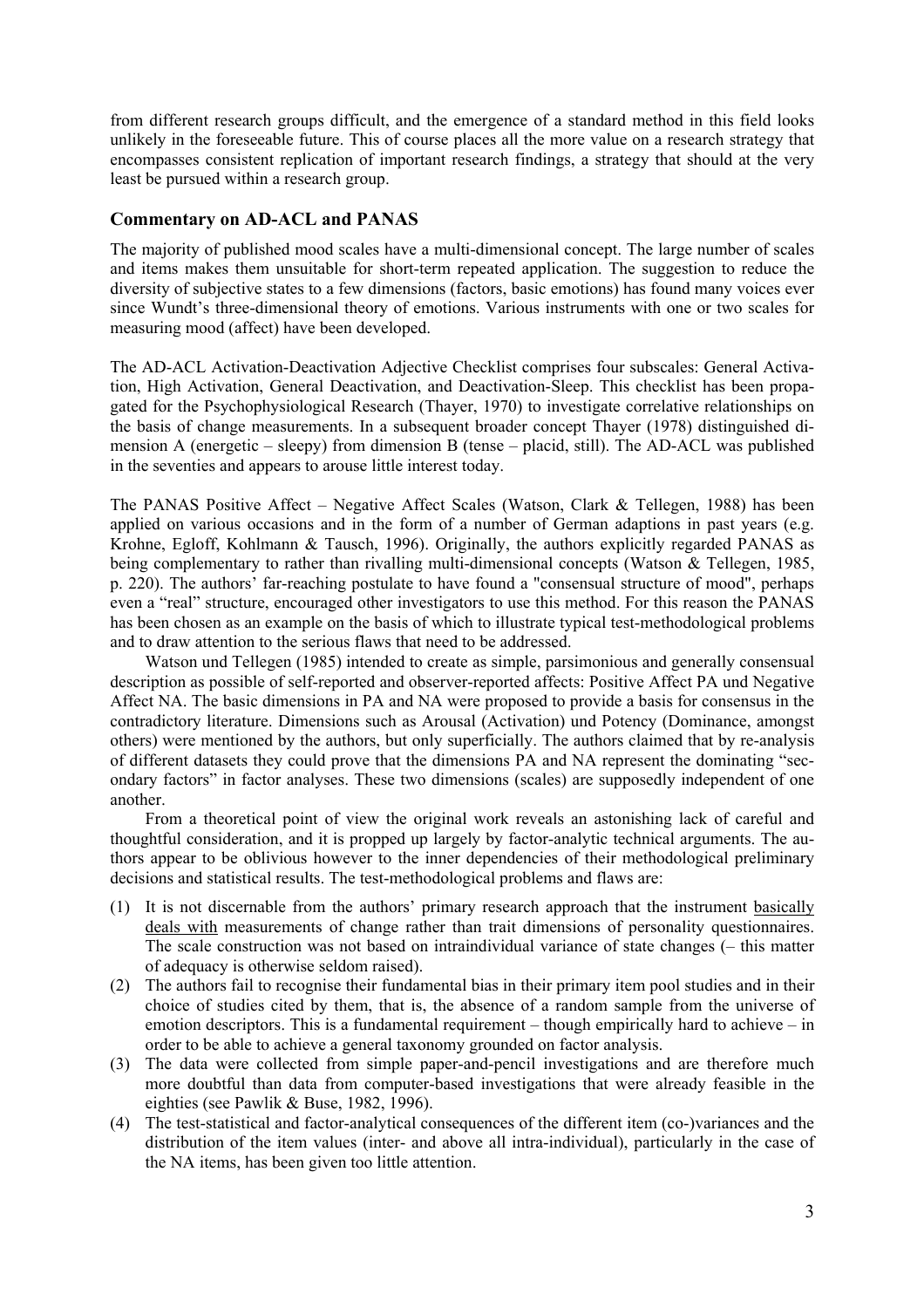from different research groups difficult, and the emergence of a standard method in this field looks unlikely in the foreseeable future. This of course places all the more value on a research strategy that encompasses consistent replication of important research findings, a strategy that should at the very least be pursued within a research group.

## Commentary on AD-ACL and PANAS

The majority of published mood scales have a multi-dimensional concept. The large number of scales and items makes them unsuitable for short-term repeated application. The suggestion to reduce the diversity of subjective states to a few dimensions (factors, basic emotions) has found many voices ever since Wundt's three-dimensional theory of emotions. Various instruments with one or two scales for measuring mood (affect) have been developed.

The AD-ACL Activation-Deactivation Adjective Checklist comprises four subscales: General Activation, High Activation, General Deactivation, and Deactivation-Sleep. This checklist has been propagated for the Psychophysiological Research (Thayer, 1970) to investigate correlative relationships on the basis of change measurements. In a subsequent broader concept Thayer (1978) distinguished dimension A (energetic – sleepy) from dimension B (tense – placid, still). The AD-ACL was published in the seventies and appears to arouse little interest today.

The PANAS Positive Affect – Negative Affect Scales (Watson, Clark & Tellegen, 1988) has been applied on various occasions and in the form of a number of German adaptions in past years (e.g. Krohne, Egloff, Kohlmann & Tausch, 1996). Originally, the authors explicitly regarded PANAS as being complementary to rather than rivalling multi-dimensional concepts (Watson & Tellegen, 1985, p. 220). The authors' far-reaching postulate to have found a "consensual structure of mood", perhaps even a "real" structure, encouraged other investigators to use this method. For this reason the PANAS has been chosen as an example on the basis of which to illustrate typical test-methodological problems and to draw attention to the serious flaws that need to be addressed.

Watson und Tellegen (1985) intended to create as simple, parsimonious and generally consensual description as possible of self-reported and observer-reported affects: Positive Affect PA und Negative Affect NA. The basic dimensions in PA and NA were proposed to provide a basis for consensus in the contradictory literature. Dimensions such as Arousal (Activation) und Potency (Dominance, amongst others) were mentioned by the authors, but only superficially. The authors claimed that by re-analysis of different datasets they could prove that the dimensions PA and NA represent the dominating "secondary factors" in factor analyses. These two dimensions (scales) are supposedly independent of one another.

From a theoretical point of view the original work reveals an astonishing lack of careful and thoughtful consideration, and it is propped up largely by factor-analytic technical arguments. The authors appear to be oblivious however to the inner dependencies of their methodological preliminary decisions and statistical results. The test-methodological problems and flaws are:

(1) It is not discernable from the authors' primary research approach that the instrument basically deals with measurements of change rather than trait dimensions of personality questionnaires. The scale construction was not based on intraindividual variance of state changes (– this matter of adequacy is otherwise seldom raised).
(2) The authors fail to recognise their fundamental bias in their primary item pool studies and in their choice of studies cited by them, that is, the absence of a random sample from the universe of emotion descriptors. This is a fundamental requirement – though empirically hard to achieve – in order to be able to achieve a general taxonomy grounded on factor analysis.
(3) The data were collected from simple paper-and-pencil investigations and are therefore much more doubtful than data from computer-based investigations that were already feasible in the eighties (see Pawlik & Buse, 1982, 1996).
(4) The test-statistical and factor-analytical consequences of the different item (co-)variances and the distribution of the item values (inter- and above all intra-individual), particularly in the case of the NA items, has been given too little attention.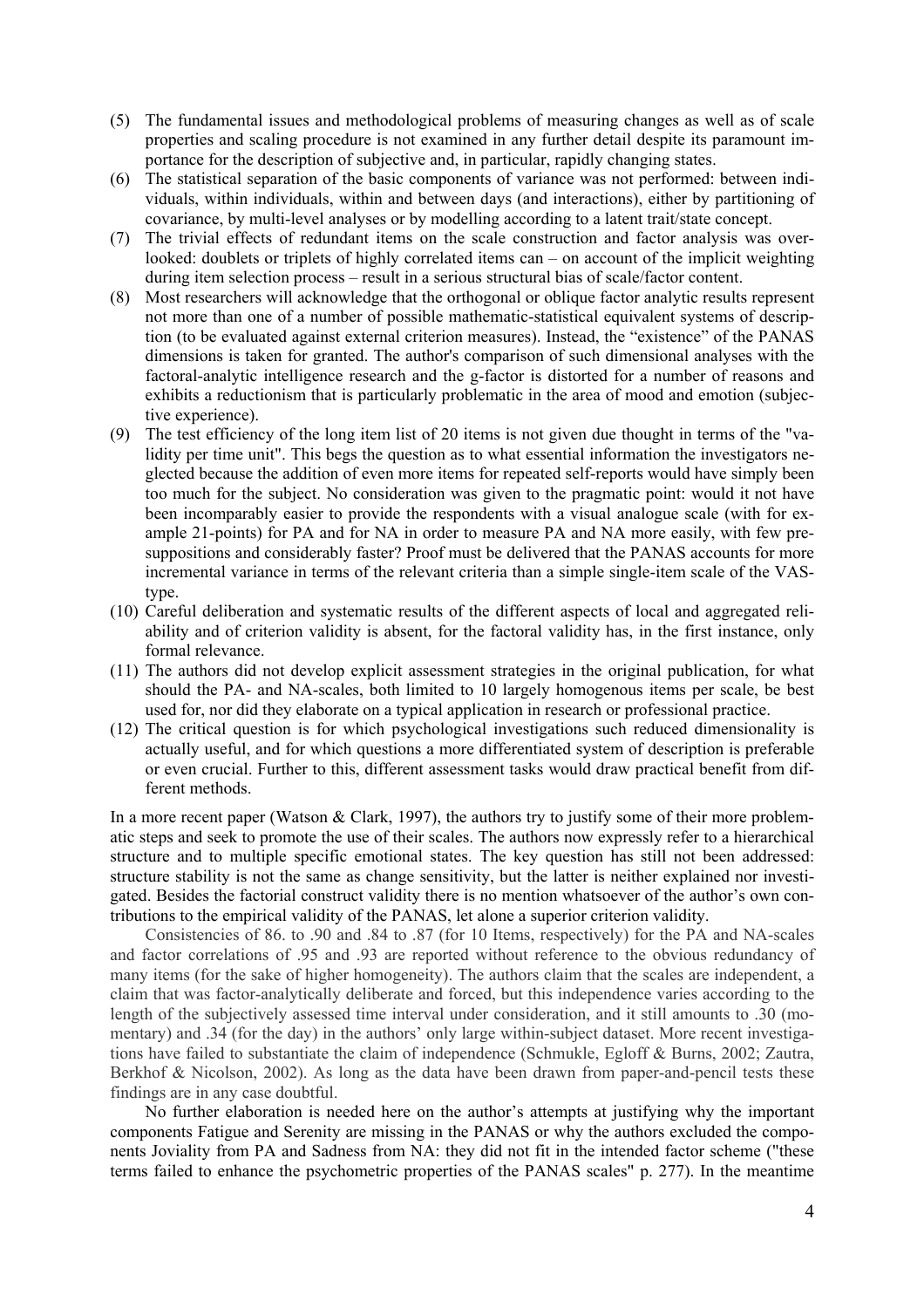(5) The fundamental issues and methodological problems of measuring changes as well as of scale properties and scaling procedure is not examined in any further detail despite its paramount importance for the description of subjective and, in particular, rapidly changing states.
(6) The statistical separation of the basic components of variance was not performed: between individuals, within individuals, within and between days (and interactions), either by partitioning of covariance, by multi-level analyses or by modelling according to a latent trait/state concept.
(7) The trivial effects of redundant items on the scale construction and factor analysis was overlooked: doublets or triplets of highly correlated items can – on account of the implicit weighting during item selection process – result in a serious structural bias of scale/factor content.
(8) Most researchers will acknowledge that the orthogonal or oblique factor analytic results represent not more than one of a number of possible mathematic-statistical equivalent systems of description (to be evaluated against external criterion measures). Instead, the "existence" of the PANAS dimensions is taken for granted. The author's comparison of such dimensional analyses with the factoral-analytic intelligence research and the g-factor is distorted for a number of reasons and exhibits a reductionism that is particularly problematic in the area of mood and emotion (subjective experience).
(9) The test efficiency of the long item list of 20 items is not given due thought in terms of the "validity per time unit". This begs the question as to what essential information the investigators neglected because the addition of even more items for repeated self-reports would have simply been too much for the subject. No consideration was given to the pragmatic point: would it not have been incomparably easier to provide the respondents with a visual analogue scale (with for example 21-points) for PA and for NA in order to measure PA and NA more easily, with few presuppositions and considerably faster? Proof must be delivered that the PANAS accounts for more incremental variance in terms of the relevant criteria than a simple single-item scale of the VAS-type.
(10) Careful deliberation and systematic results of the different aspects of local and aggregated reliability and of criterion validity is absent, for the factoral validity has, in the first instance, only formal relevance.
(11) The authors did not develop explicit assessment strategies in the original publication, for what should the PA- and NA-scales, both limited to 10 largely homogenous items per scale, be best used for, nor did they elaborate on a typical application in research or professional practice.
(12) The critical question is for which psychological investigations such reduced dimensionality is actually useful, and for which questions a more differentiated system of description is preferable or even crucial. Further to this, different assessment tasks would draw practical benefit from different methods.

In a more recent paper (Watson & Clark, 1997), the authors try to justify some of their more problematic steps and seek to promote the use of their scales. The authors now expressly refer to a hierarchical structure and to multiple specific emotional states. The key question has still not been addressed: structure stability is not the same as change sensitivity, but the latter is neither explained nor investigated. Besides the factorial construct validity there is no mention whatsoever of the author's own contributions to the empirical validity of the PANAS, let alone a superior criterion validity.

Consistencies of 86. to .90 and .84 to .87 (for 10 Items, respectively) for the PA and NA-scales and factor correlations of .95 and .93 are reported without reference to the obvious redundancy of many items (for the sake of higher homogeneity). The authors claim that the scales are independent, a claim that was factor-analytically deliberate and forced, but this independence varies according to the length of the subjectively assessed time interval under consideration, and it still amounts to .30 (momentary) and .34 (for the day) in the authors' only large within-subject dataset. More recent investigations have failed to substantiate the claim of independence (Schmukle, Egloff & Burns, 2002; Zautra, Berkhof & Nicolson, 2002). As long as the data have been drawn from paper-and-pencil tests these findings are in any case doubtful.

No further elaboration is needed here on the author's attempts at justifying why the important components Fatigue and Serenity are missing in the PANAS or why the authors excluded the components Joviality from PA and Sadness from NA: they did not fit in the intended factor scheme ("these terms failed to enhance the psychometric properties of the PANAS scales" p. 277). In the meantime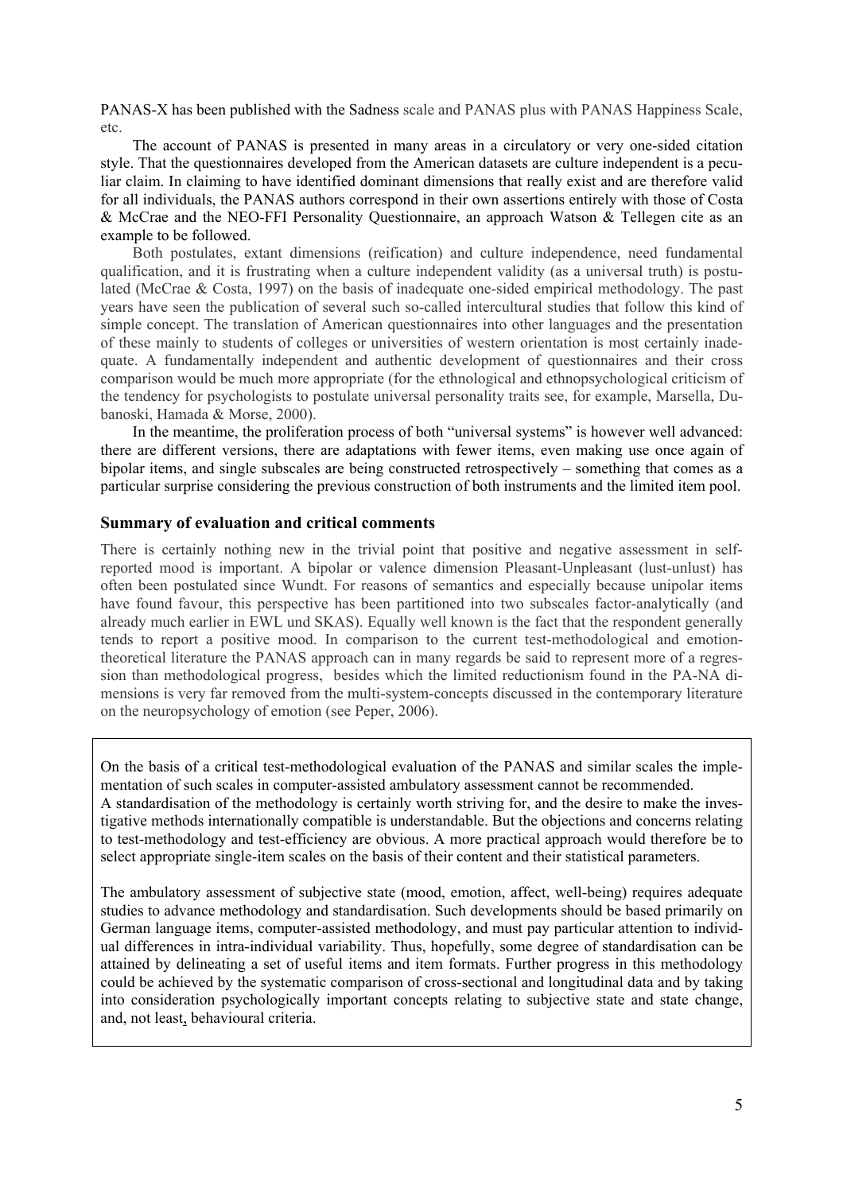PANAS-X has been published with the Sadness scale and PANAS plus with PANAS Happiness Scale, etc.

The account of PANAS is presented in many areas in a circulatory or very one-sided citation style. That the questionnaires developed from the American datasets are culture independent is a peculiar claim. In claiming to have identified dominant dimensions that really exist and are therefore valid for all individuals, the PANAS authors correspond in their own assertions entirely with those of Costa & McCrae and the NEO-FFI Personality Questionnaire, an approach Watson & Tellegen cite as an example to be followed.

Both postulates, extant dimensions (reification) and culture independence, need fundamental qualification, and it is frustrating when a culture independent validity (as a universal truth) is postulated (McCrae & Costa, 1997) on the basis of inadequate one-sided empirical methodology. The past years have seen the publication of several such so-called intercultural studies that follow this kind of simple concept. The translation of American questionnaires into other languages and the presentation of these mainly to students of colleges or universities of western orientation is most certainly inadequate. A fundamentally independent and authentic development of questionnaires and their cross comparison would be much more appropriate (for the ethnological and ethnopsychological criticism of the tendency for psychologists to postulate universal personality traits see, for example, Marsella, Dubanoski, Hamada & Morse, 2000).

In the meantime, the proliferation process of both "universal systems" is however well advanced: there are different versions, there are adaptations with fewer items, even making use once again of bipolar items, and single subscales are being constructed retrospectively – something that comes as a particular surprise considering the previous construction of both instruments and the limited item pool.

## Summary of evaluation and critical comments

There is certainly nothing new in the trivial point that positive and negative assessment in self-reported mood is important. A bipolar or valence dimension Pleasant-Unpleasant (lust-unlust) has often been postulated since Wundt. For reasons of semantics and especially because unipolar items have found favour, this perspective has been partitioned into two subscales factor-analytically (and already much earlier in EWL und SKAS). Equally well known is the fact that the respondent generally tends to report a positive mood. In comparison to the current test-methodological and emotion-theoretical literature the PANAS approach can in many regards be said to represent more of a regression than methodological progress, besides which the limited reductionism found in the PA-NA dimensions is very far removed from the multi-system-concepts discussed in the contemporary literature on the neuropsychology of emotion (see Peper, 2006).

On the basis of a critical test-methodological evaluation of the PANAS and similar scales the implementation of such scales in computer-assisted ambulatory assessment cannot be recommended.
A standardisation of the methodology is certainly worth striving for, and the desire to make the investigative methods internationally compatible is understandable. But the objections and concerns relating to test-methodology and test-efficiency are obvious. A more practical approach would therefore be to select appropriate single-item scales on the basis of their content and their statistical parameters.

The ambulatory assessment of subjective state (mood, emotion, affect, well-being) requires adequate studies to advance methodology and standardisation. Such developments should be based primarily on German language items, computer-assisted methodology, and must pay particular attention to individual differences in intra-individual variability. Thus, hopefully, some degree of standardisation can be attained by delineating a set of useful items and item formats. Further progress in this methodology could be achieved by the systematic comparison of cross-sectional and longitudinal data and by taking into consideration psychologically important concepts relating to subjective state and state change, and, not least, behavioural criteria.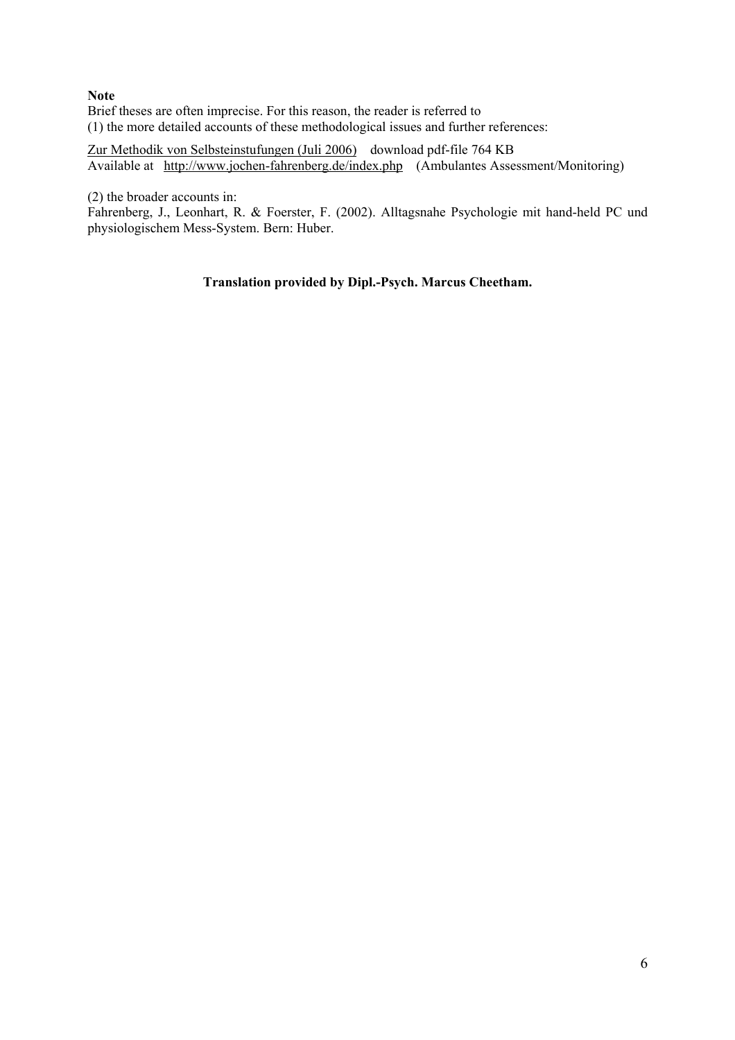**Note**

Brief theses are often imprecise. For this reason, the reader is referred to
(1) the more detailed accounts of these methodological issues and further references:

Zur Methodik von Selbsteinstufungen (Juli 2006)    download pdf-file 764 KB
Available at   http://www.jochen-fahrenberg.de/index.php    (Ambulantes Assessment/Monitoring)

(2) the broader accounts in:
Fahrenberg, J., Leonhart, R. & Foerster, F. (2002). Alltagsnahe Psychologie mit hand-held PC und physiologischem Mess-System. Bern: Huber.

**Translation provided by Dipl.-Psych. Marcus Cheetham.**